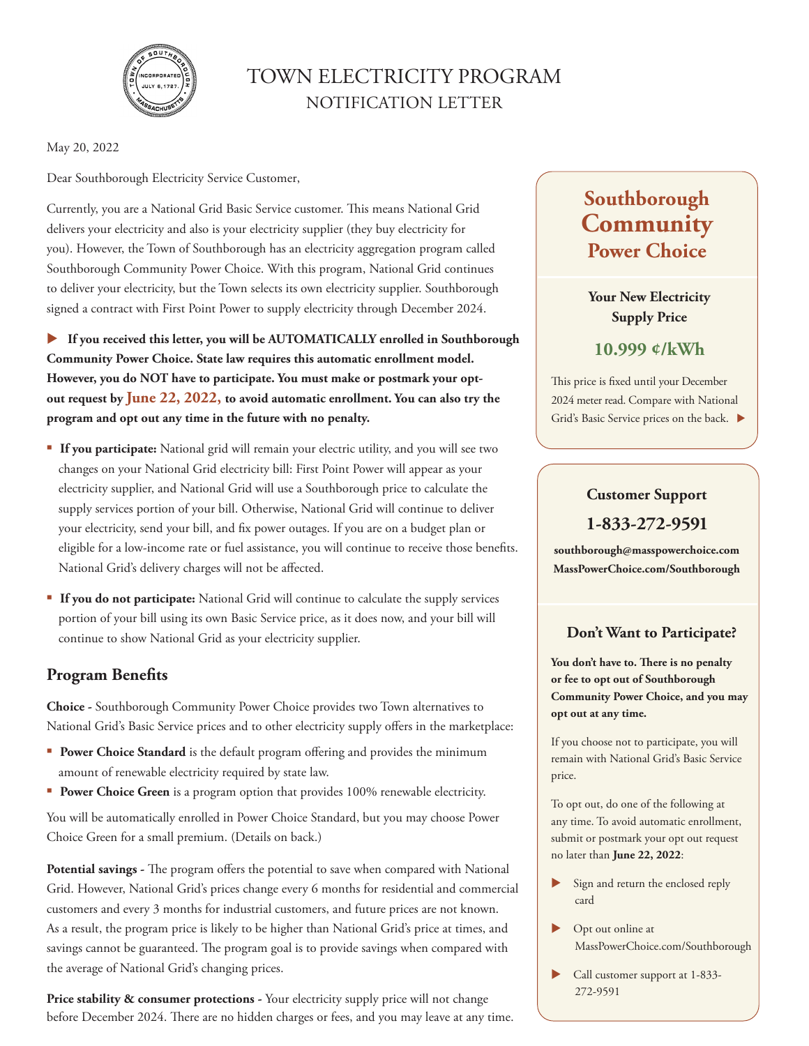# TOWN ELECTRICITY PROGRAM
## NOTIFICATION LETTER

May 20, 2022

Dear Southborough Electricity Service Customer,

Currently, you are a National Grid Basic Service customer. This means National Grid delivers your electricity and also is your electricity supplier (they buy electricity for you). However, the Town of Southborough has an electricity aggregation program called Southborough Community Power Choice. With this program, National Grid continues to deliver your electricity, but the Town selects its own electricity supplier. Southborough signed a contract with First Point Power to supply electricity through December 2024.

▶ **If you received this letter, you will be AUTOMATICALLY enrolled in Southborough Community Power Choice. State law requires this automatic enrollment model. However, you do NOT have to participate. You must make or postmark your opt-out request by June 22, 2022, to avoid automatic enrollment. You can also try the program and opt out any time in the future with no penalty.**

- **If you participate:** National grid will remain your electric utility, and you will see two changes on your National Grid electricity bill: First Point Power will appear as your electricity supplier, and National Grid will use a Southborough price to calculate the supply services portion of your bill. Otherwise, National Grid will continue to deliver your electricity, send your bill, and fix power outages. If you are on a budget plan or eligible for a low-income rate or fuel assistance, you will continue to receive those benefits. National Grid's delivery charges will not be affected.
- **If you do not participate:** National Grid will continue to calculate the supply services portion of your bill using its own Basic Service price, as it does now, and your bill will continue to show National Grid as your electricity supplier.

## Program Benefits

**Choice -** Southborough Community Power Choice provides two Town alternatives to National Grid's Basic Service prices and to other electricity supply offers in the marketplace:

- **Power Choice Standard** is the default program offering and provides the minimum amount of renewable electricity required by state law.
- **Power Choice Green** is a program option that provides 100% renewable electricity.

You will be automatically enrolled in Power Choice Standard, but you may choose Power Choice Green for a small premium. (Details on back.)

**Potential savings -** The program offers the potential to save when compared with National Grid. However, National Grid's prices change every 6 months for residential and commercial customers and every 3 months for industrial customers, and future prices are not known. As a result, the program price is likely to be higher than National Grid's price at times, and savings cannot be guaranteed. The program goal is to provide savings when compared with the average of National Grid's changing prices.

**Price stability & consumer protections -** Your electricity supply price will not change before December 2024. There are no hidden charges or fees, and you may leave at any time.

## Southborough Community Power Choice

**Your New Electricity Supply Price**

**10.999 ¢/kWh**

This price is fixed until your December 2024 meter read. Compare with National Grid's Basic Service prices on the back. ▶

### Customer Support

**1-833-272-9591**

**southborough@masspowerchoice.com**
**MassPowerChoice.com/Southborough**

### Don't Want to Participate?

**You don't have to. There is no penalty or fee to opt out of Southborough Community Power Choice, and you may opt out at any time.**

If you choose not to participate, you will remain with National Grid's Basic Service price.

To opt out, do one of the following at any time. To avoid automatic enrollment, submit or postmark your opt out request no later than **June 22, 2022**:

- ▶ Sign and return the enclosed reply card
- ▶ Opt out online at MassPowerChoice.com/Southborough
- ▶ Call customer support at 1-833-272-9591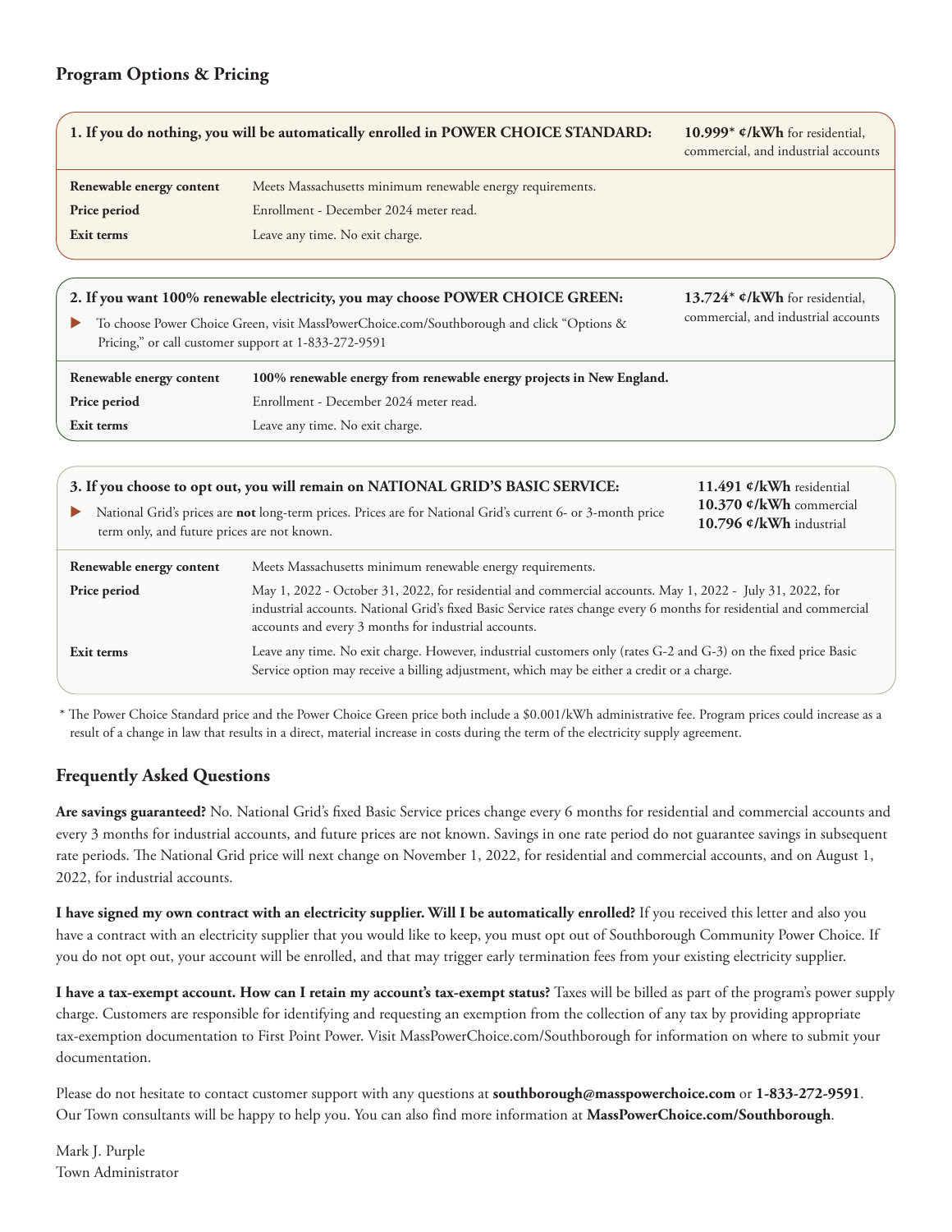## Program Options & Pricing

**1. If you do nothing, you will be automatically enrolled in POWER CHOICE STANDARD:**

**10.999* ¢/kWh** for residential, commercial, and industrial accounts

| | |
|---|---|
| **Renewable energy content** | Meets Massachusetts minimum renewable energy requirements. |
| **Price period** | Enrollment - December 2024 meter read. |
| **Exit terms** | Leave any time. No exit charge. |

**2. If you want 100% renewable electricity, you may choose POWER CHOICE GREEN:**

- To choose Power Choice Green, visit MassPowerChoice.com/Southborough and click "Options & Pricing," or call customer support at 1-833-272-9591

**13.724* ¢/kWh** for residential, commercial, and industrial accounts

| | |
|---|---|
| **Renewable energy content** | **100% renewable energy from renewable energy projects in New England.** |
| **Price period** | Enrollment - December 2024 meter read. |
| **Exit terms** | Leave any time. No exit charge. |

**3. If you choose to opt out, you will remain on NATIONAL GRID'S BASIC SERVICE:**

- National Grid's prices are **not** long-term prices. Prices are for National Grid's current 6- or 3-month price term only, and future prices are not known.

**11.491 ¢/kWh** residential
**10.370 ¢/kWh** commercial
**10.796 ¢/kWh** industrial

| | |
|---|---|
| **Renewable energy content** | Meets Massachusetts minimum renewable energy requirements. |
| **Price period** | May 1, 2022 - October 31, 2022, for residential and commercial accounts. May 1, 2022 - July 31, 2022, for industrial accounts. National Grid's fixed Basic Service rates change every 6 months for residential and commercial accounts and every 3 months for industrial accounts. |
| **Exit terms** | Leave any time. No exit charge. However, industrial customers only (rates G-2 and G-3) on the fixed price Basic Service option may receive a billing adjustment, which may be either a credit or a charge. |

\* The Power Choice Standard price and the Power Choice Green price both include a $0.001/kWh administrative fee. Program prices could increase as a result of a change in law that results in a direct, material increase in costs during the term of the electricity supply agreement.

## Frequently Asked Questions

**Are savings guaranteed?** No. National Grid's fixed Basic Service prices change every 6 months for residential and commercial accounts and every 3 months for industrial accounts, and future prices are not known. Savings in one rate period do not guarantee savings in subsequent rate periods. The National Grid price will next change on November 1, 2022, for residential and commercial accounts, and on August 1, 2022, for industrial accounts.

**I have signed my own contract with an electricity supplier. Will I be automatically enrolled?** If you received this letter and also you have a contract with an electricity supplier that you would like to keep, you must opt out of Southborough Community Power Choice. If you do not opt out, your account will be enrolled, and that may trigger early termination fees from your existing electricity supplier.

**I have a tax-exempt account. How can I retain my account's tax-exempt status?** Taxes will be billed as part of the program's power supply charge. Customers are responsible for identifying and requesting an exemption from the collection of any tax by providing appropriate tax-exemption documentation to First Point Power. Visit MassPowerChoice.com/Southborough for information on where to submit your documentation.

Please do not hesitate to contact customer support with any questions at **southborough@masspowerchoice.com** or **1-833-272-9591**. Our Town consultants will be happy to help you. You can also find more information at **MassPowerChoice.com/Southborough**.

Mark J. Purple
Town Administrator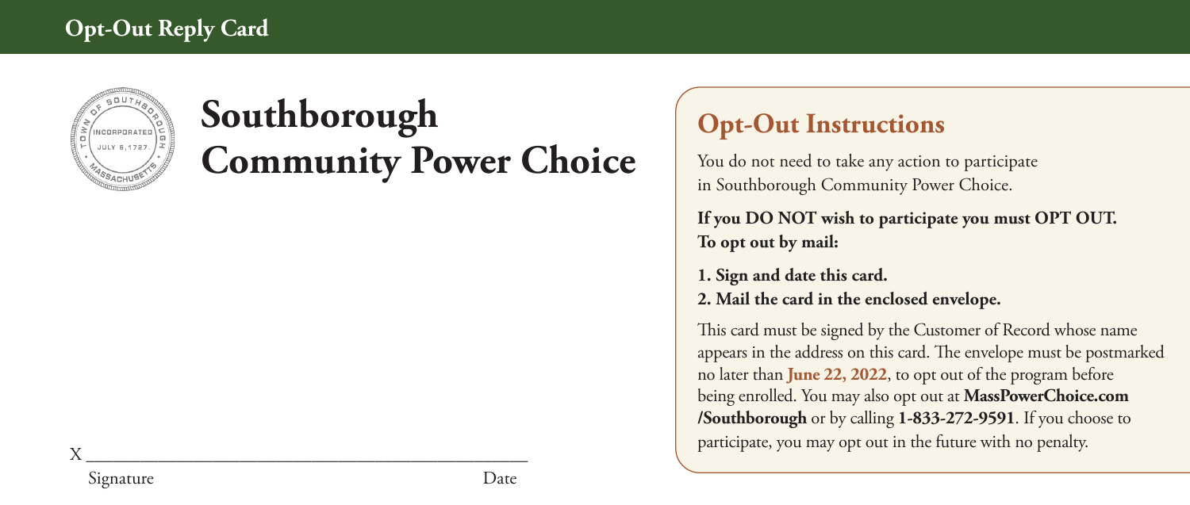Opt-Out Reply Card

# Southborough Community Power Choice

X ______________________________________________

Signature Date

## Opt-Out Instructions

You do not need to take any action to participate in Southborough Community Power Choice.

**If you DO NOT wish to participate you must OPT OUT.**
**To opt out by mail:**

1. **Sign and date this card.**
2. **Mail the card in the enclosed envelope.**

This card must be signed by the Customer of Record whose name appears in the address on this card. The envelope must be postmarked no later than **June 22, 2022**, to opt out of the program before being enrolled. You may also opt out at **MassPowerChoice.com/Southborough** or by calling **1-833-272-9591**. If you choose to participate, you may opt out in the future with no penalty.